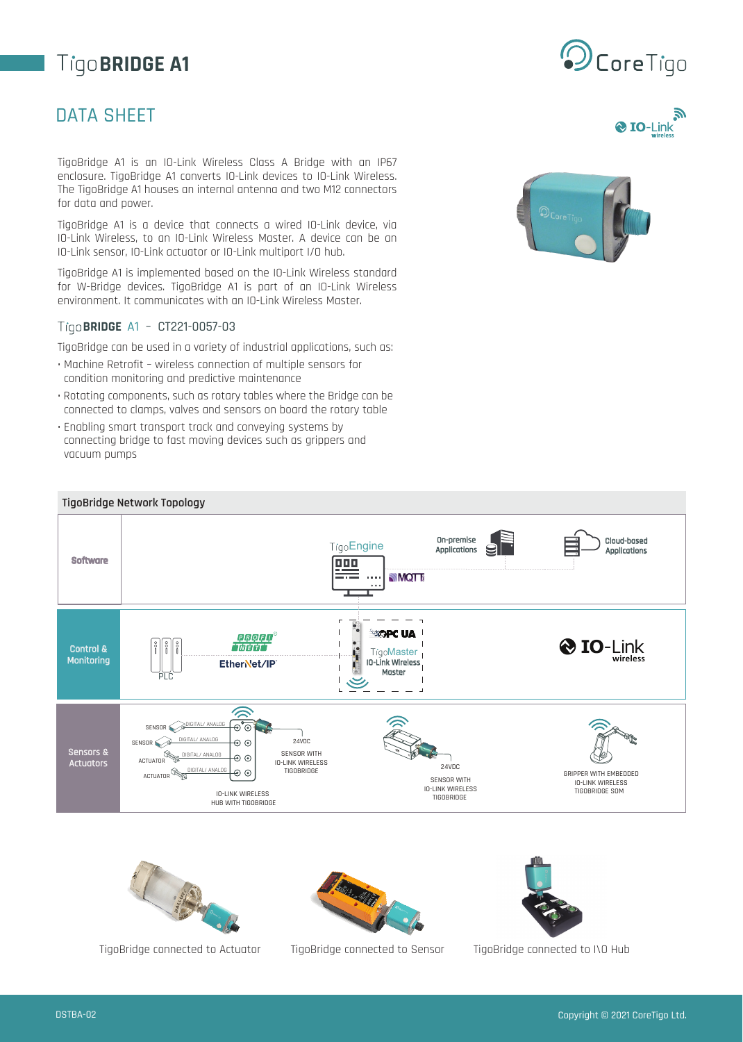# TigoBRIDGE A1

## DATA SHEET

TigoBridge A1 is an IO-Link Wireless Class A Bridge with an IP67 enclosure. TigoBridge A1 converts IO-Link devices to IO-Link Wireless. The TigoBridge A1 houses an internal antenna and two M12 connectors for data and power.

TigoBridge A1 is a device that connects a wired IO-Link device, via IO-Link Wireless, to an IO-Link Wireless Master. A device can be an IO-Link sensor, IO-Link actuator or IO-Link multiport I/O hub.

TigoBridge A1 is implemented based on the IO-Link Wireless standard for W-Bridge devices. TigoBridge A1 is part of an IO-Link Wireless environment. It communicates with an IO-Link Wireless Master.

### TigoBRIDGE A1 – CT221-0057-03

TigoBridge can be used in a variety of industrial applications, such as:

- Machine Retrofit – wireless connection of multiple sensors for condition monitoring and predictive maintenance
- Rotating components, such as rotary tables where the Bridge can be connected to clamps, valves and sensors on board the rotary table
- Enabling smart transport track and conveying systems by connecting bridge to fast moving devices such as grippers and vacuum pumps

### TigoBridge Network Topology

TigoBridge connected to Actuator

TigoBridge connected to Sensor

TigoBridge connected to I\O Hub

DSTBA-02

Copyright © 2021 CoreTigo Ltd.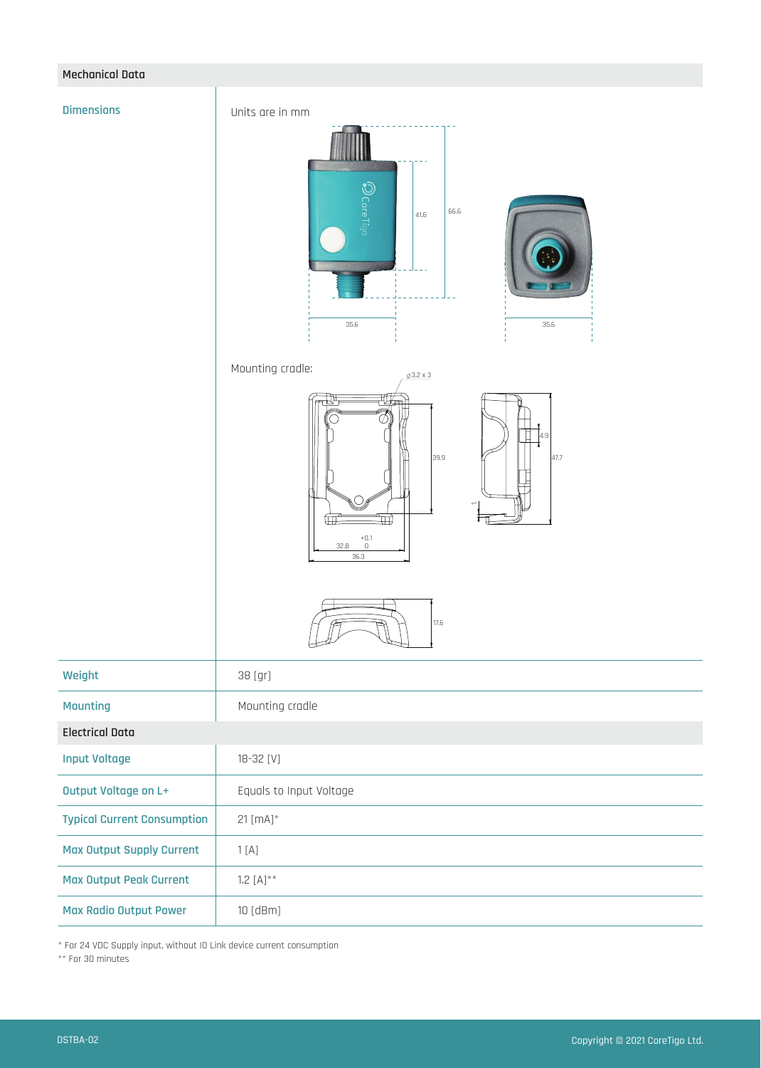## Mechanical Data

| Dimensions | Units are in mm |
|---|---|
| | Mounting cradle: |
| Weight | 38 [gr] |
| Mounting | Mounting cradle |

## Electrical Data

| | |
|---|---|
| Input Voltage | 18-32 [V] |
| Output Voltage on L+ | Equals to Input Voltage |
| Typical Current Consumption | 21 [mA]* |
| Max Output Supply Current | 1 [A] |
| Max Output Peak Current | 1.2 [A]** |
| Max Radio Output Power | 10 [dBm] |

* For 24 VDC Supply input, without IO Link device current consumption
** For 30 minutes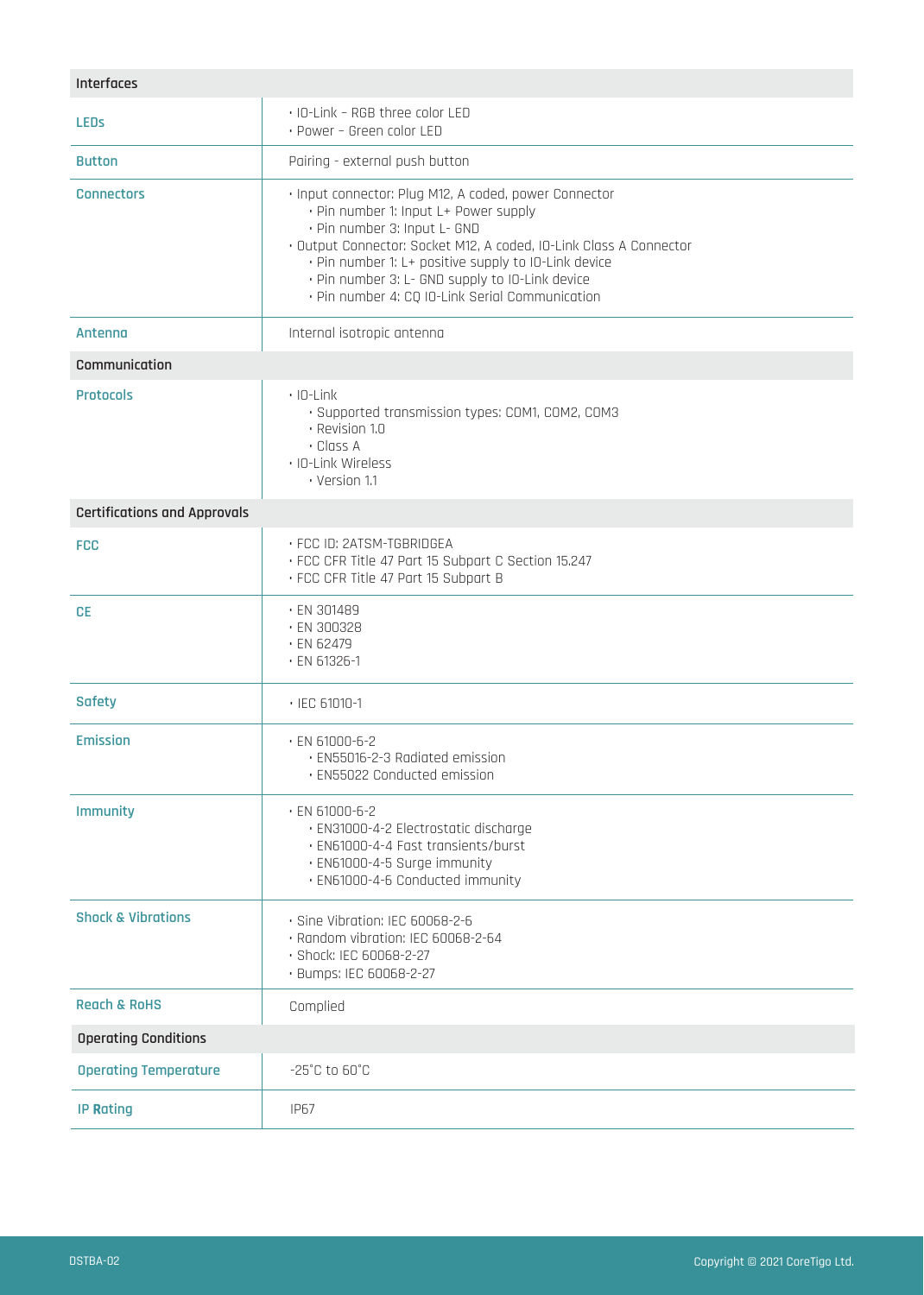| Interfaces | |
|---|---|
| LEDs | • IO-Link – RGB three color LED<br>• Power – Green color LED |
| Button | Pairing - external push button |
| Connectors | • Input connector: Plug M12, A coded, power Connector<br>  • Pin number 1: Input L+ Power supply<br>  • Pin number 3: Input L- GND<br>• Output Connector: Socket M12, A coded, IO-Link Class A Connector<br>  • Pin number 1: L+ positive supply to IO-Link device<br>  • Pin number 3: L- GND supply to IO-Link device<br>  • Pin number 4: CQ IO-Link Serial Communication |
| Antenna | Internal isotropic antenna |
| **Communication** | |
| Protocols | • IO-Link<br>  • Supported transmission types: COM1, COM2, COM3<br>  • Revision 1.0<br>  • Class A<br>• IO-Link Wireless<br>  • Version 1.1 |
| **Certifications and Approvals** | |
| FCC | • FCC ID: 2ATSM-TGBRIDGEA<br>• FCC CFR Title 47 Part 15 Subpart C Section 15.247<br>• FCC CFR Title 47 Part 15 Subpart B |
| CE | • EN 301489<br>• EN 300328<br>• EN 62479<br>• EN 61326-1 |
| Safety | • IEC 61010-1 |
| Emission | • EN 61000-6-2<br>  • EN55016-2-3 Radiated emission<br>  • EN55022 Conducted emission |
| Immunity | • EN 61000-6-2<br>  • EN31000-4-2 Electrostatic discharge<br>  • EN61000-4-4 Fast transients/burst<br>  • EN61000-4-5 Surge immunity<br>  • EN61000-4-6 Conducted immunity |
| Shock & Vibrations | • Sine Vibration: IEC 60068-2-6<br>• Random vibration: IEC 60068-2-64<br>• Shock: IEC 60068-2-27<br>• Bumps: IEC 60068-2-27 |
| Reach & RoHS | Complied |
| **Operating Conditions** | |
| Operating Temperature | -25°C to 60°C |
| IP Rating | IP67 |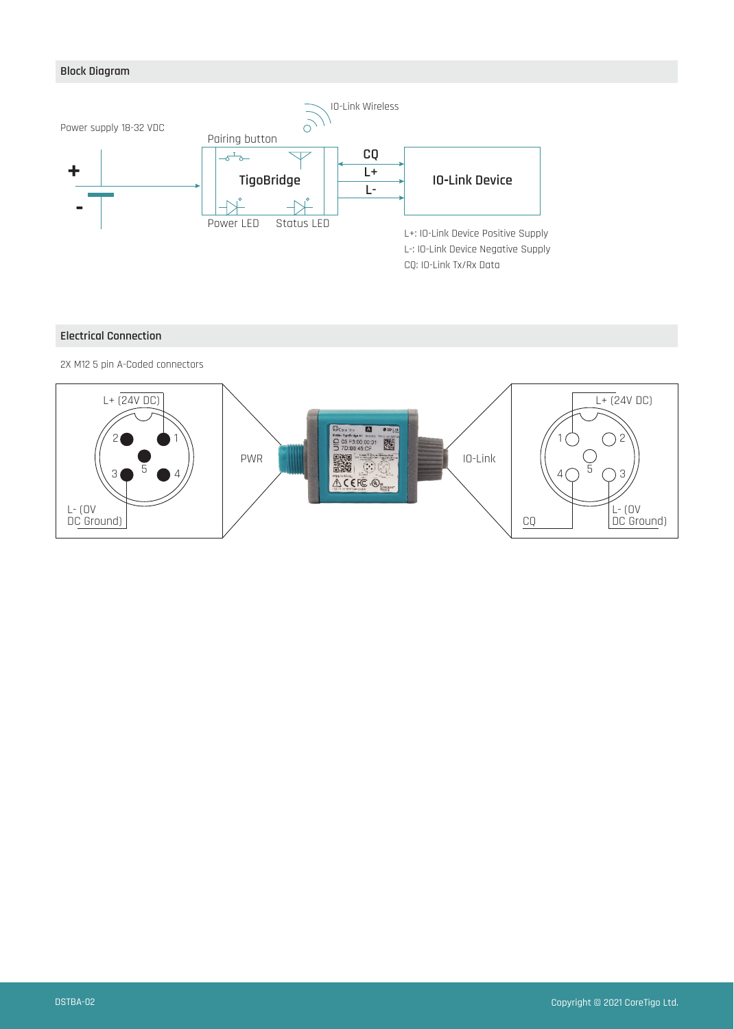## Block Diagram

Power supply 18-32 VDC

IO-Link Wireless

Pairing button

+

-

TigoBridge

CQ

L+

L-

IO-Link Device

Power LED

Status LED

L+: IO-Link Device Positive Supply

L-: IO-Link Device Negative Supply

CQ: IO-Link Tx/Rx Data

## Electrical Connection

2X M12 5 pin A-Coded connectors

L+ (24V DC)

2 1

5

3 4

L- (0V DC Ground)

PWR

IO-Link

L+ (24V DC)

1 2

5

4 3

CQ

L- (0V DC Ground)

DSTBA-02